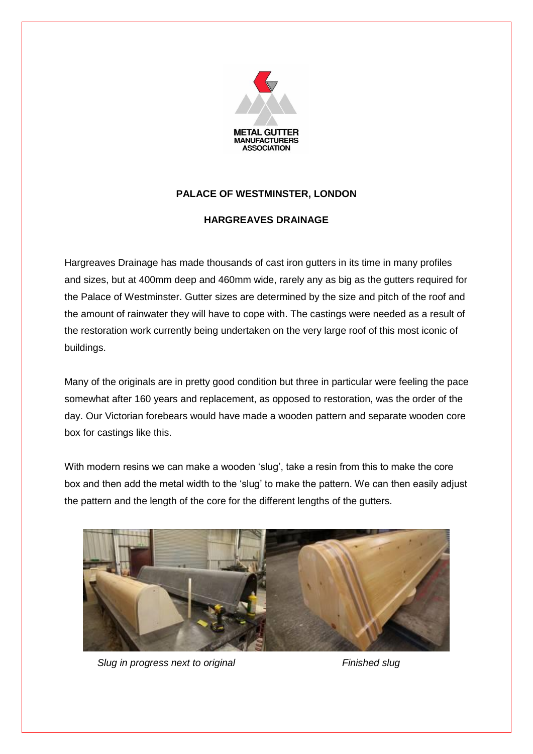METAL GUTTER MANUFACTURERS ASSOCIATION

## PALACE OF WESTMINSTER, LONDON

## HARGREAVES DRAINAGE

Hargreaves Drainage has made thousands of cast iron gutters in its time in many profiles and sizes, but at 400mm deep and 460mm wide, rarely any as big as the gutters required for the Palace of Westminster. Gutter sizes are determined by the size and pitch of the roof and the amount of rainwater they will have to cope with. The castings were needed as a result of the restoration work currently being undertaken on the very large roof of this most iconic of buildings.

Many of the originals are in pretty good condition but three in particular were feeling the pace somewhat after 160 years and replacement, as opposed to restoration, was the order of the day. Our Victorian forebears would have made a wooden pattern and separate wooden core box for castings like this.

With modern resins we can make a wooden 'slug', take a resin from this to make the core box and then add the metal width to the 'slug' to make the pattern. We can then easily adjust the pattern and the length of the core for the different lengths of the gutters.

*Slug in progress next to original*

*Finished slug*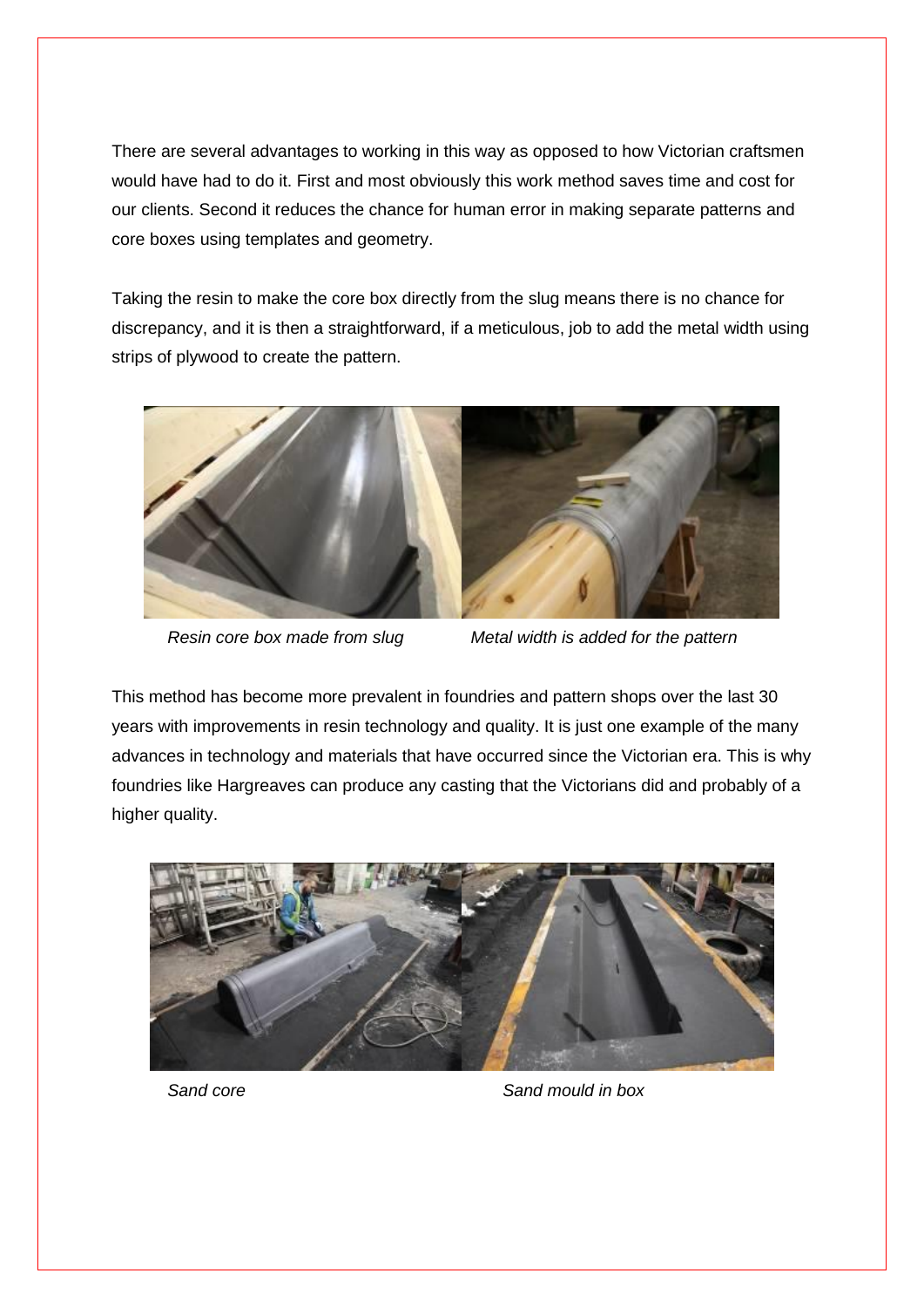There are several advantages to working in this way as opposed to how Victorian craftsmen would have had to do it. First and most obviously this work method saves time and cost for our clients. Second it reduces the chance for human error in making separate patterns and core boxes using templates and geometry.

Taking the resin to make the core box directly from the slug means there is no chance for discrepancy, and it is then a straightforward, if a meticulous, job to add the metal width using strips of plywood to create the pattern.

*Resin core box made from slug*

*Metal width is added for the pattern*

This method has become more prevalent in foundries and pattern shops over the last 30 years with improvements in resin technology and quality. It is just one example of the many advances in technology and materials that have occurred since the Victorian era. This is why foundries like Hargreaves can produce any casting that the Victorians did and probably of a higher quality.

*Sand core*

*Sand mould in box*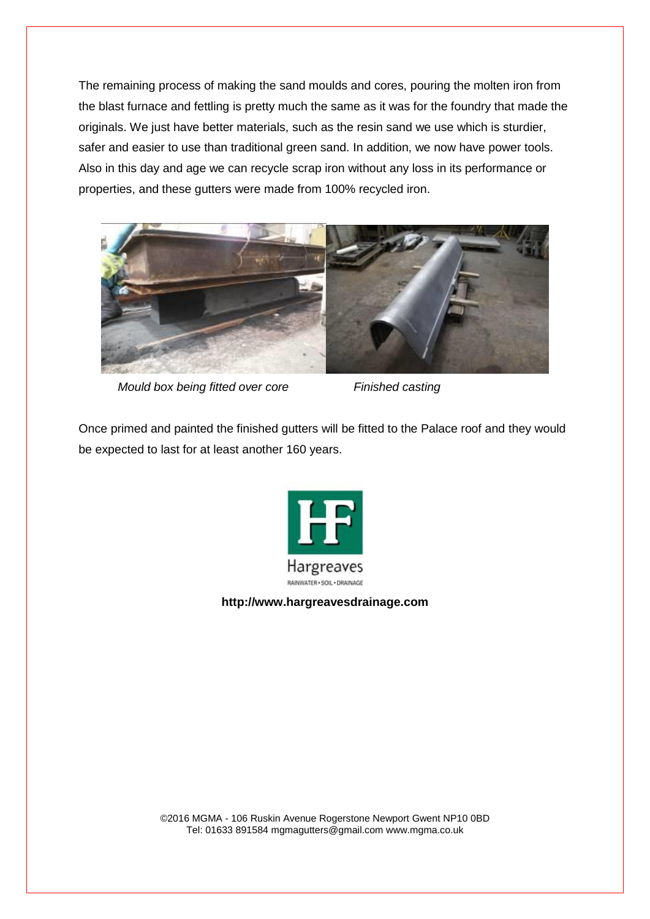The remaining process of making the sand moulds and cores, pouring the molten iron from the blast furnace and fettling is pretty much the same as it was for the foundry that made the originals. We just have better materials, such as the resin sand we use which is sturdier, safer and easier to use than traditional green sand. In addition, we now have power tools. Also in this day and age we can recycle scrap iron without any loss in its performance or properties, and these gutters were made from 100% recycled iron.

*Mould box being fitted over core*

*Finished casting*

Once primed and painted the finished gutters will be fitted to the Palace roof and they would be expected to last for at least another 160 years.

Hargreaves

RAINWATER • SOIL • DRAINAGE

**http://www.hargreavesdrainage.com**

©2016 MGMA - 106 Ruskin Avenue Rogerstone Newport Gwent NP10 0BD
Tel: 01633 891584 mgmagutters@gmail.com www.mgma.co.uk